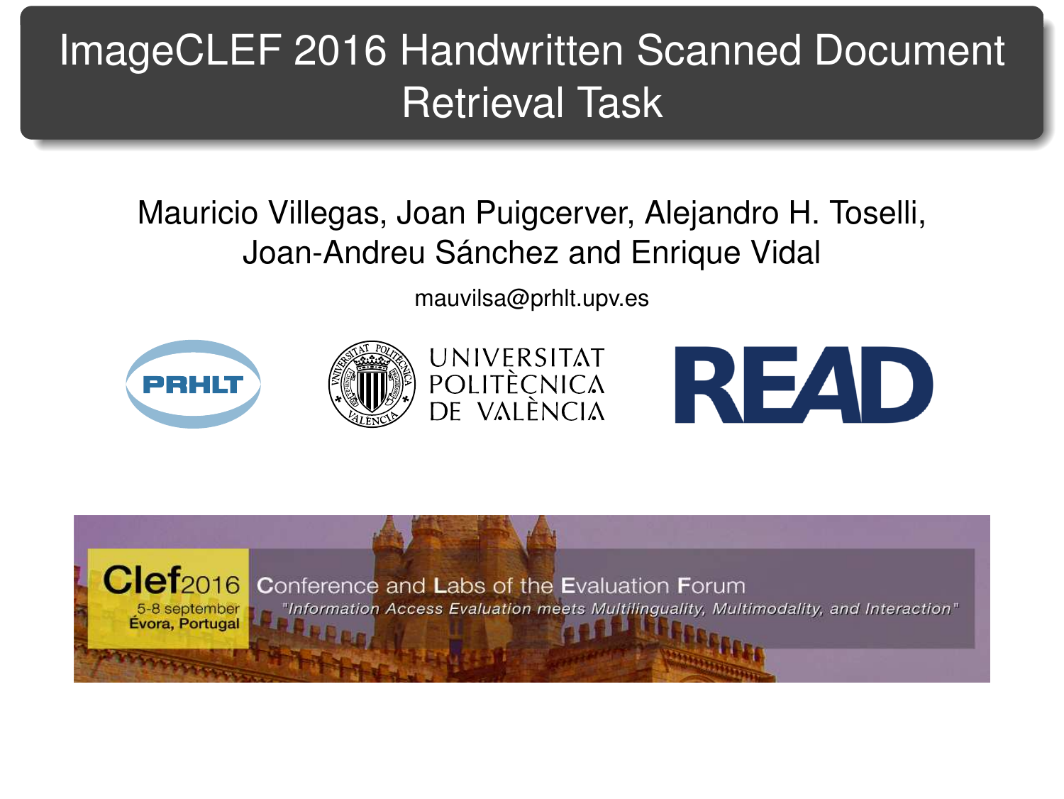# ImageCLEF 2016 Handwritten Scanned Document Retrieval Task

Mauricio Villegas, Joan Puigcerver, Alejandro H. Toselli, Joan-Andreu Sánchez and Enrique Vidal

mauvilsa@prhlt.upv.es

PRHLT

UNIVERSITAT POLITÈCNICA DE VALÈNCIA

READ

Clef2016

5-8 september
Évora, Portugal

Conference and Labs of the Evaluation Forum

*"Information Access Evaluation meets Multilinguality, Multimodality, and Interaction"*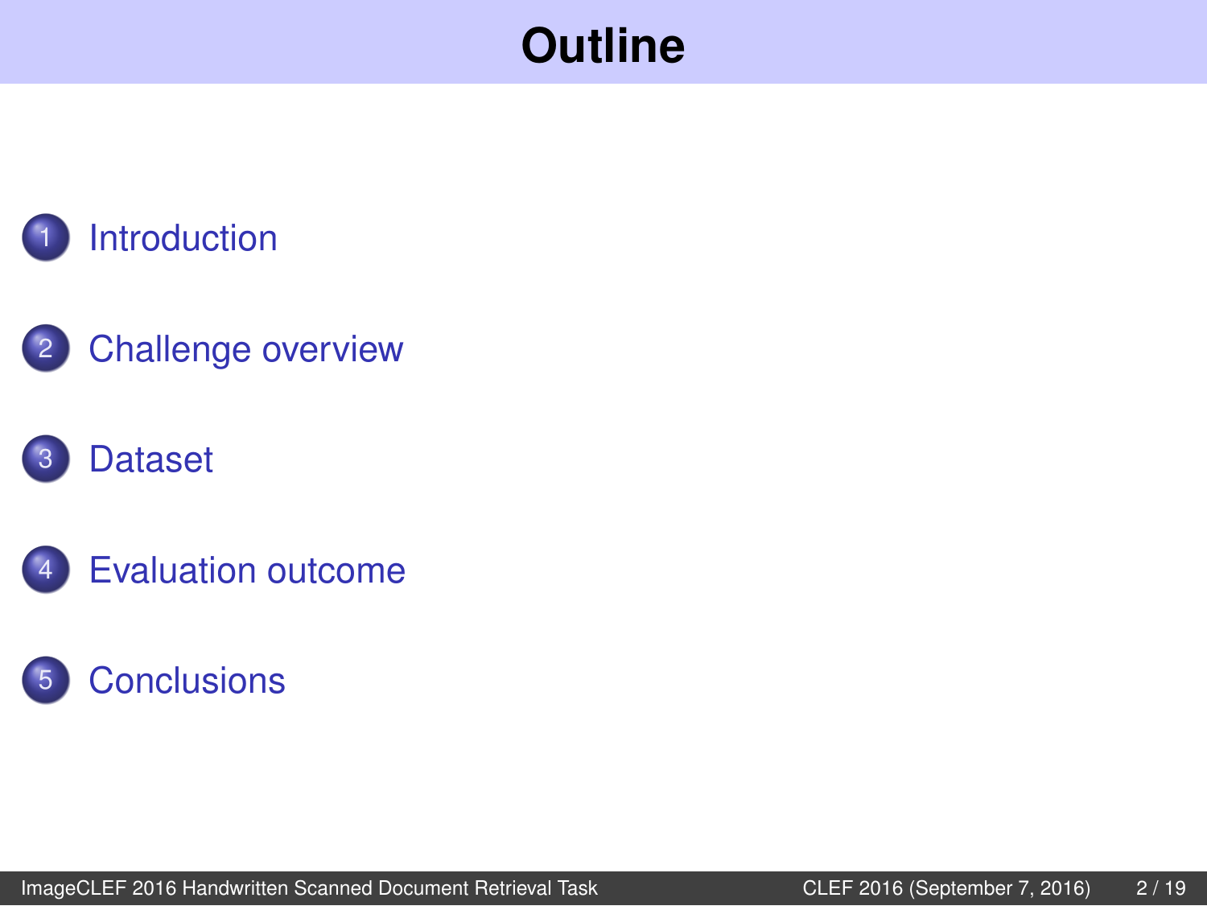# Outline

1. Introduction
2. Challenge overview
3. Dataset
4. Evaluation outcome
5. Conclusions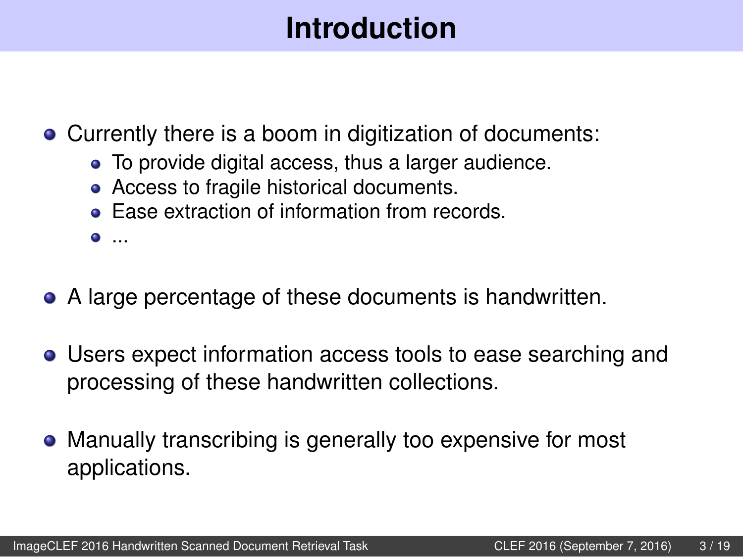# Introduction

- Currently there is a boom in digitization of documents:
  - To provide digital access, thus a larger audience.
  - Access to fragile historical documents.
  - Ease extraction of information from records.
  - ...
- A large percentage of these documents is handwritten.
- Users expect information access tools to ease searching and processing of these handwritten collections.
- Manually transcribing is generally too expensive for most applications.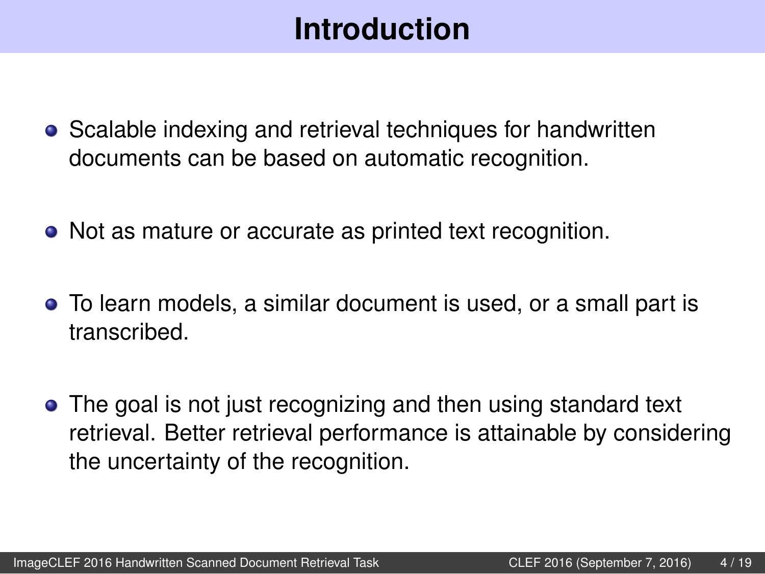# Introduction

- Scalable indexing and retrieval techniques for handwritten documents can be based on automatic recognition.
- Not as mature or accurate as printed text recognition.
- To learn models, a similar document is used, or a small part is transcribed.
- The goal is not just recognizing and then using standard text retrieval. Better retrieval performance is attainable by considering the uncertainty of the recognition.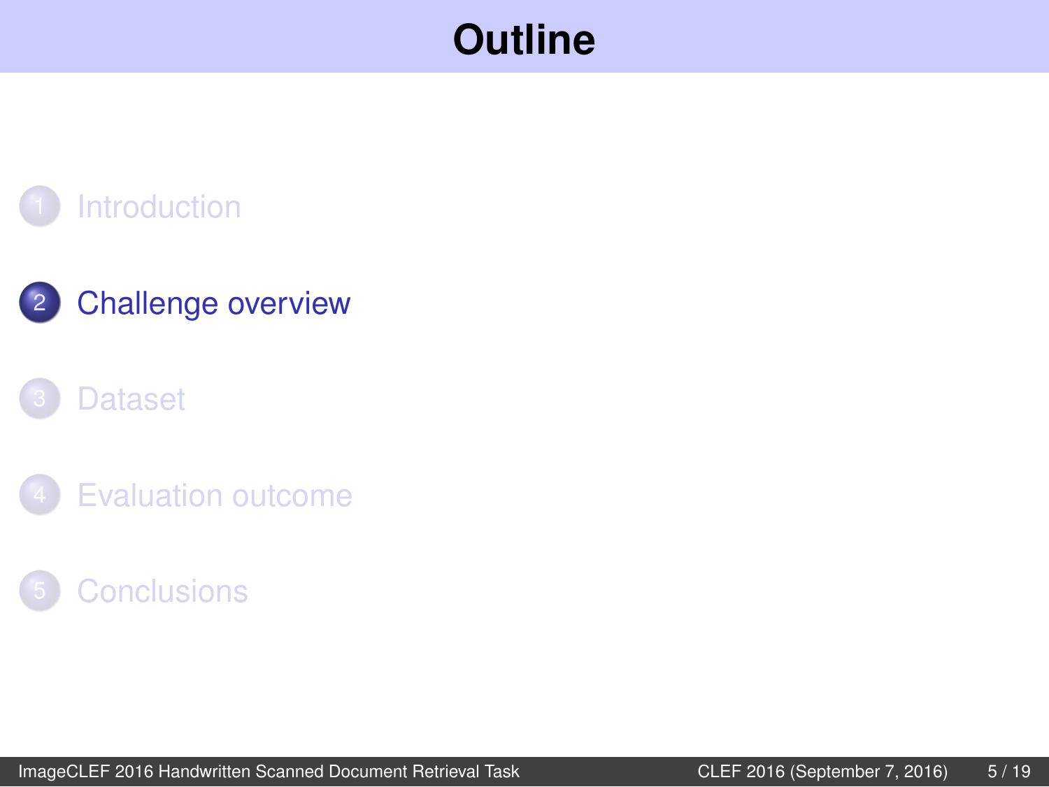# Outline

1. Introduction
2. Challenge overview
3. Dataset
4. Evaluation outcome
5. Conclusions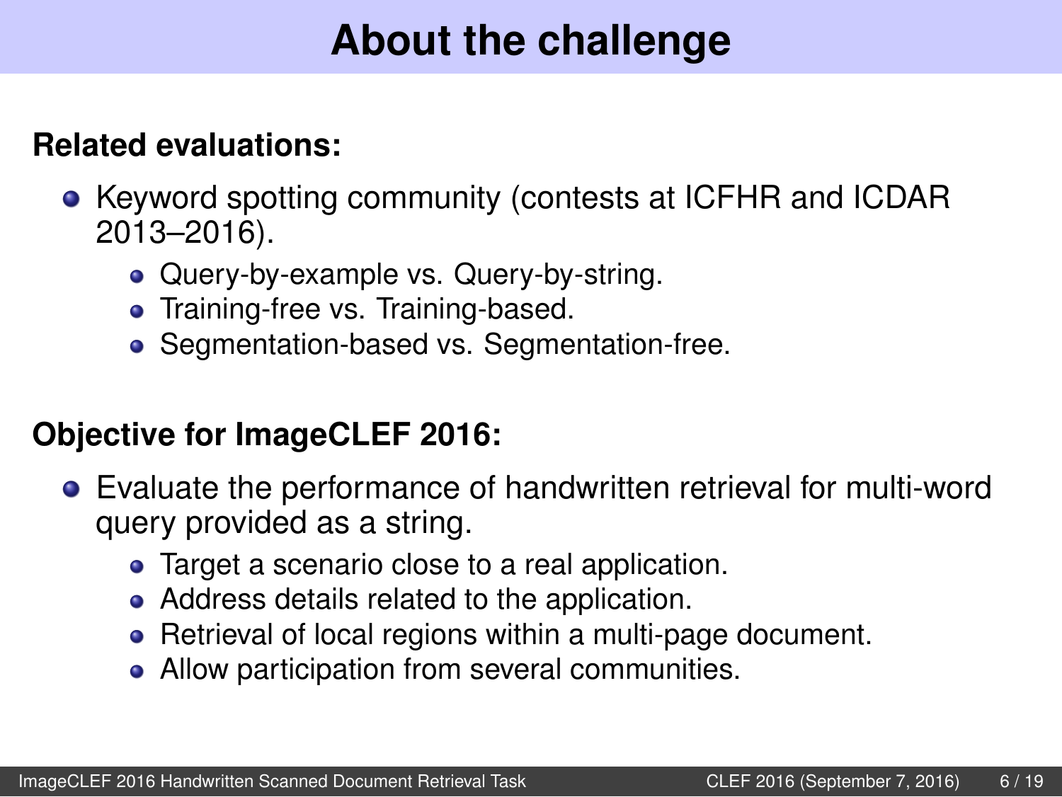# About the challenge

**Related evaluations:**

- Keyword spotting community (contests at ICFHR and ICDAR 2013–2016).
  - Query-by-example vs. Query-by-string.
  - Training-free vs. Training-based.
  - Segmentation-based vs. Segmentation-free.

**Objective for ImageCLEF 2016:**

- Evaluate the performance of handwritten retrieval for multi-word query provided as a string.
  - Target a scenario close to a real application.
  - Address details related to the application.
  - Retrieval of local regions within a multi-page document.
  - Allow participation from several communities.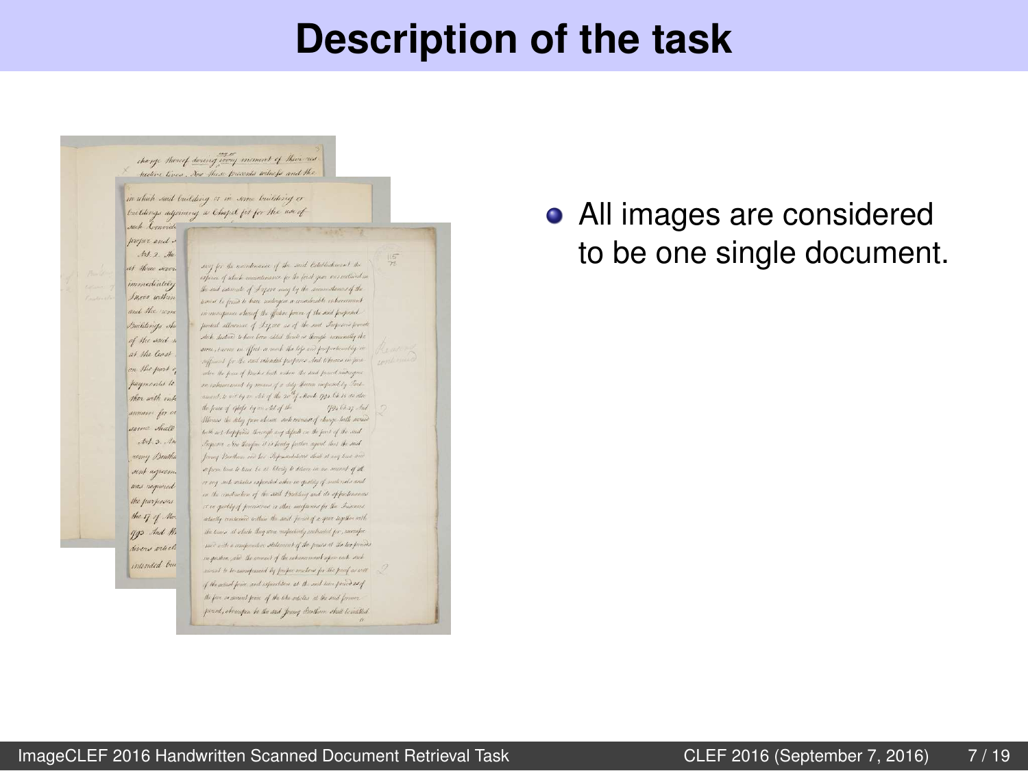# Description of the task

- All images are considered to be one single document.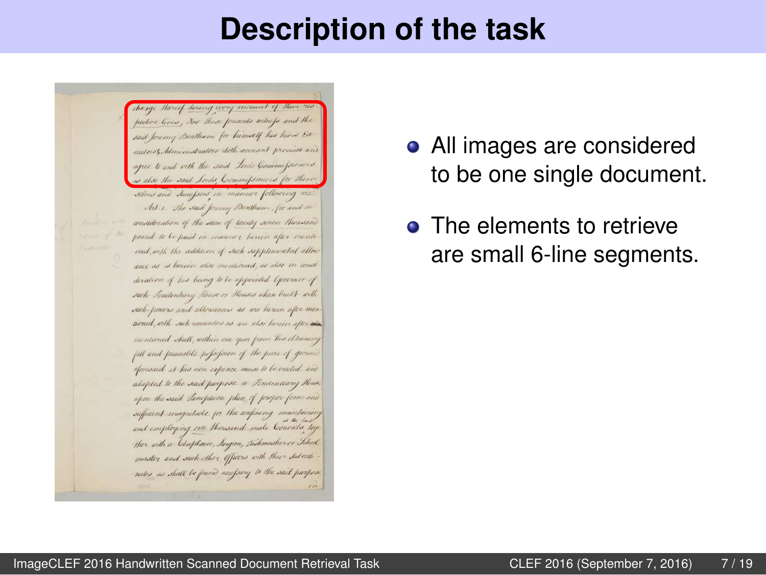# Description of the task

- All images are considered to be one single document.
- The elements to retrieve are small 6-line segments.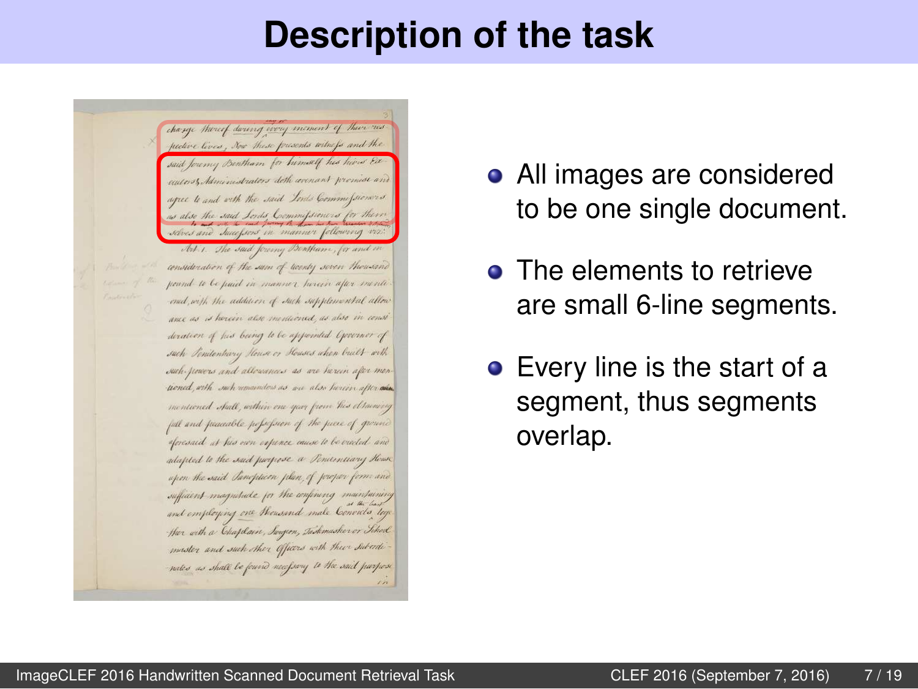# Description of the task

- All images are considered to be one single document.
- The elements to retrieve are small 6-line segments.
- Every line is the start of a segment, thus segments overlap.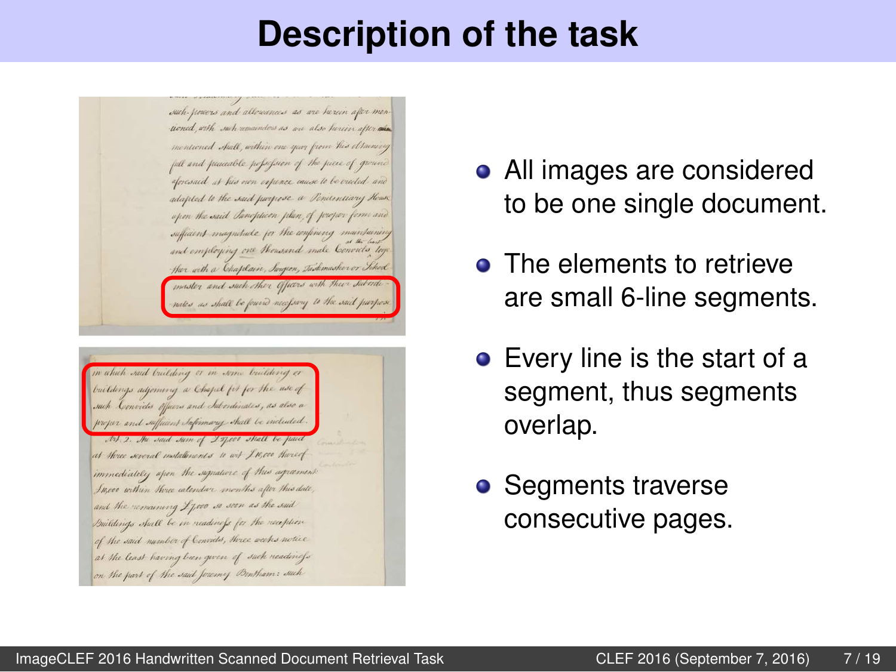# Description of the task

- All images are considered to be one single document.
- The elements to retrieve are small 6-line segments.
- Every line is the start of a segment, thus segments overlap.
- Segments traverse consecutive pages.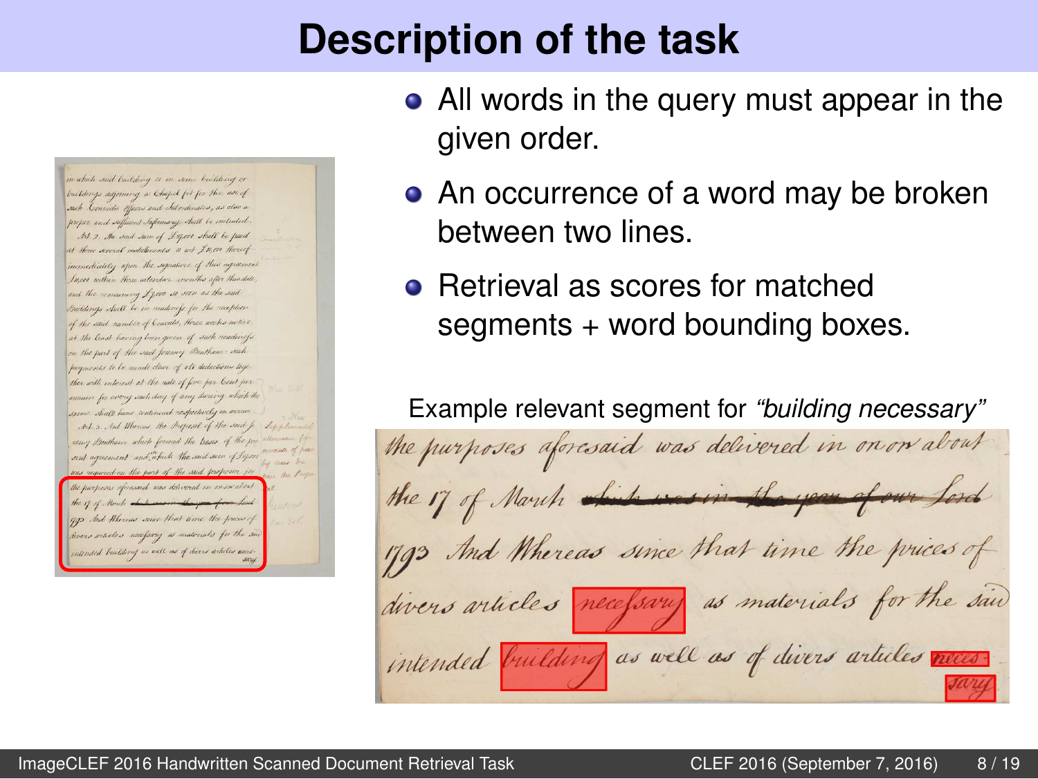# Description of the task

- All words in the query must appear in the given order.
- An occurrence of a word may be broken between two lines.
- Retrieval as scores for matched segments + word bounding boxes.

Example relevant segment for *"building necessary"*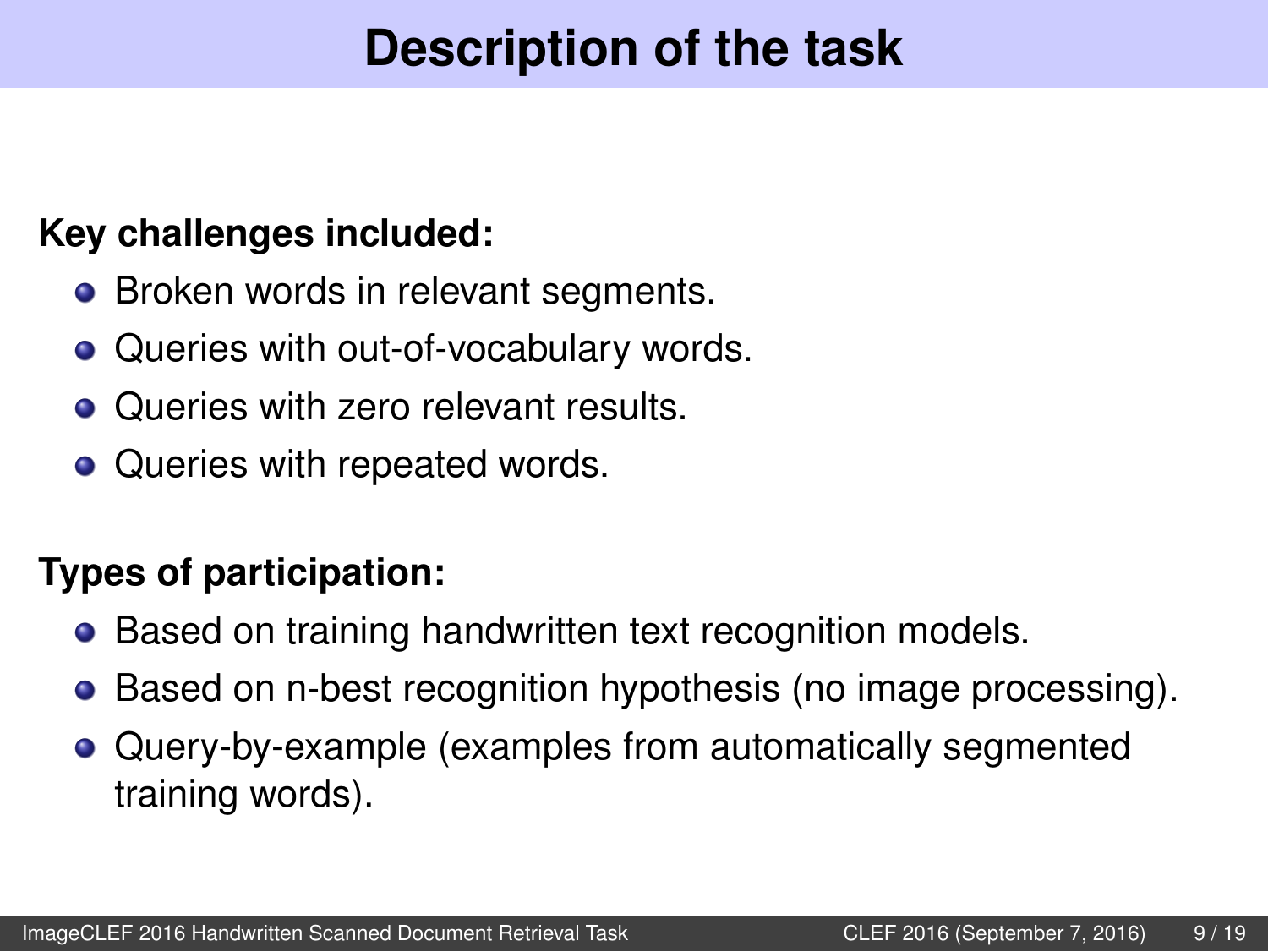# Description of the task

**Key challenges included:**

- Broken words in relevant segments.
- Queries with out-of-vocabulary words.
- Queries with zero relevant results.
- Queries with repeated words.

**Types of participation:**

- Based on training handwritten text recognition models.
- Based on n-best recognition hypothesis (no image processing).
- Query-by-example (examples from automatically segmented training words).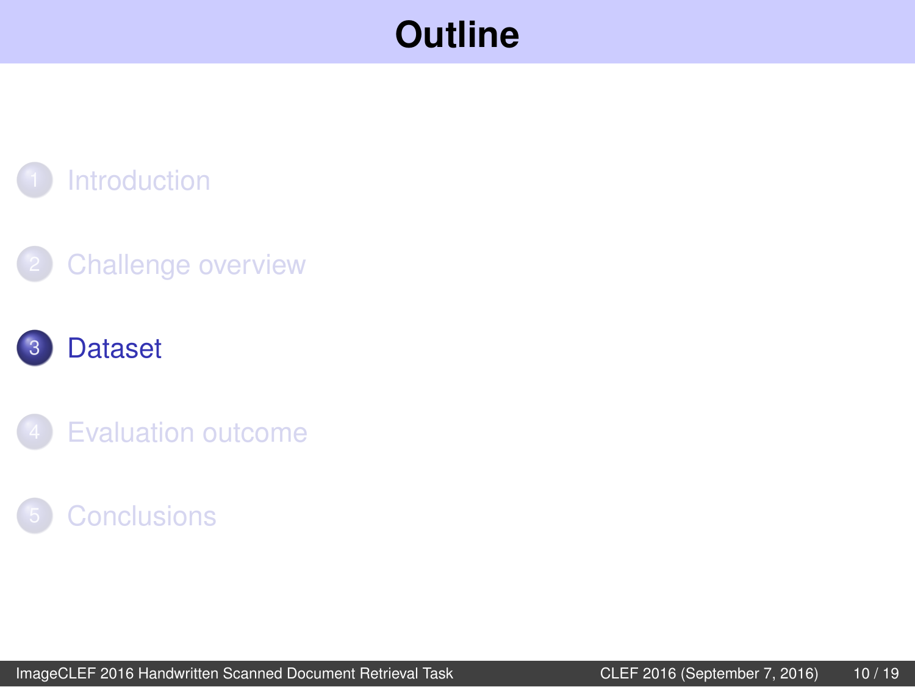# Outline

1. Introduction
2. Challenge overview
3. **Dataset**
4. Evaluation outcome
5. Conclusions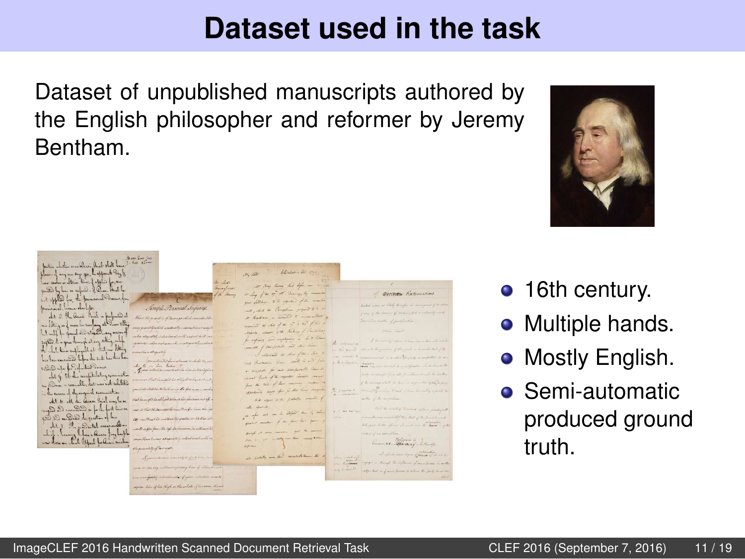# Dataset used in the task

Dataset of unpublished manuscripts authored by the English philosopher and reformer by Jeremy Bentham.

- 16th century.
- Multiple hands.
- Mostly English.
- Semi-automatic produced ground truth.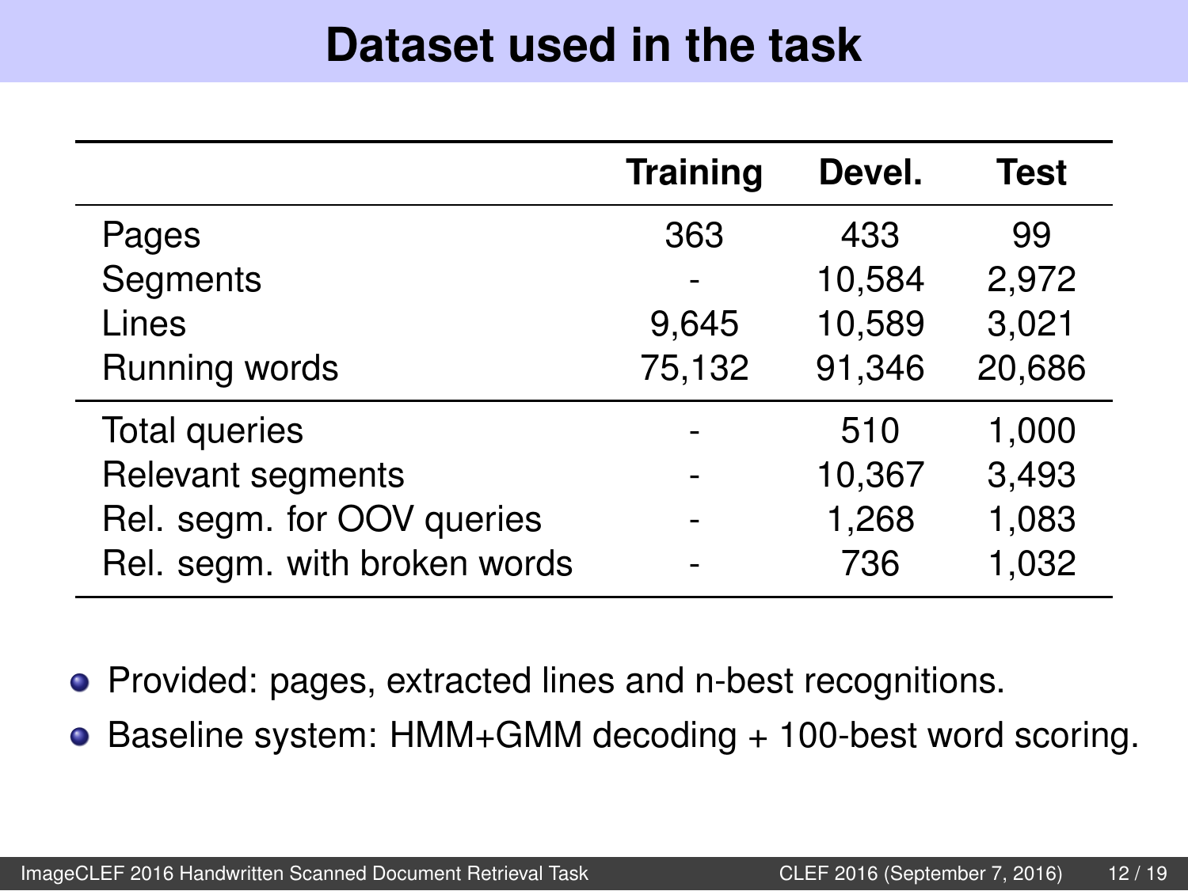# Dataset used in the task

| | Training | Devel. | Test |
|---|---|---|---|
| Pages | 363 | 433 | 99 |
| Segments | - | 10,584 | 2,972 |
| Lines | 9,645 | 10,589 | 3,021 |
| Running words | 75,132 | 91,346 | 20,686 |
| Total queries | - | 510 | 1,000 |
| Relevant segments | - | 10,367 | 3,493 |
| Rel. segm. for OOV queries | - | 1,268 | 1,083 |
| Rel. segm. with broken words | - | 736 | 1,032 |

- Provided: pages, extracted lines and n-best recognitions.
- Baseline system: HMM+GMM decoding + 100-best word scoring.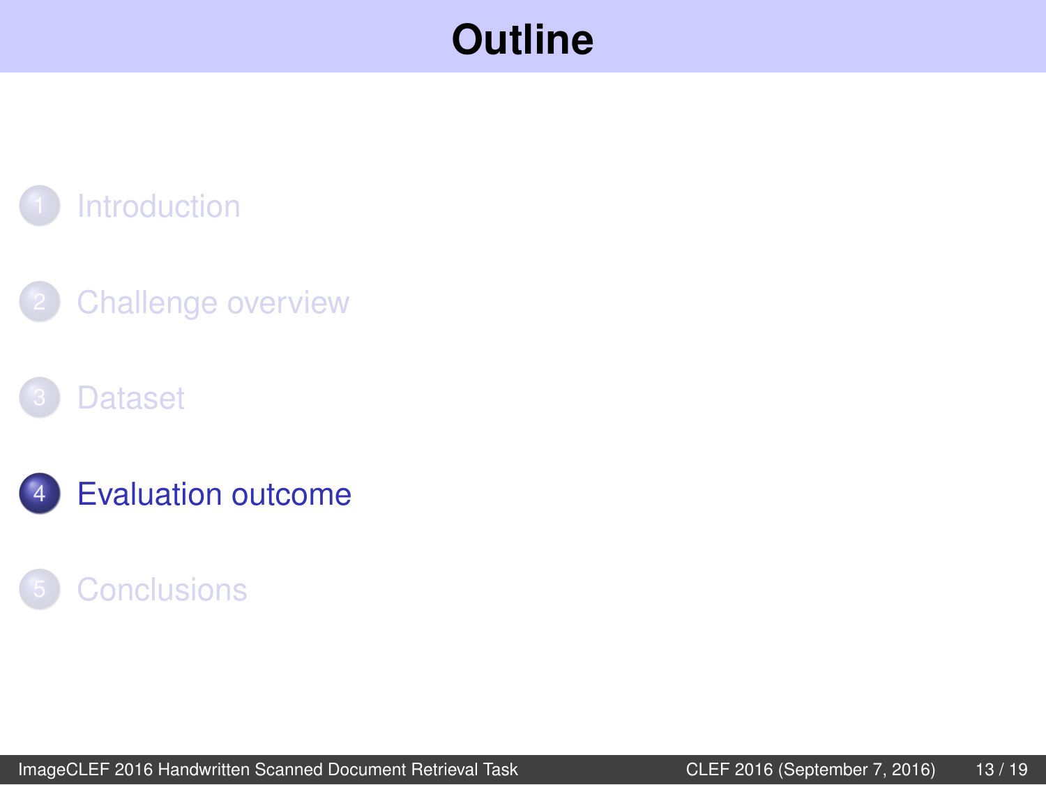# Outline

1. Introduction
2. Challenge overview
3. Dataset
4. **Evaluation outcome**
5. Conclusions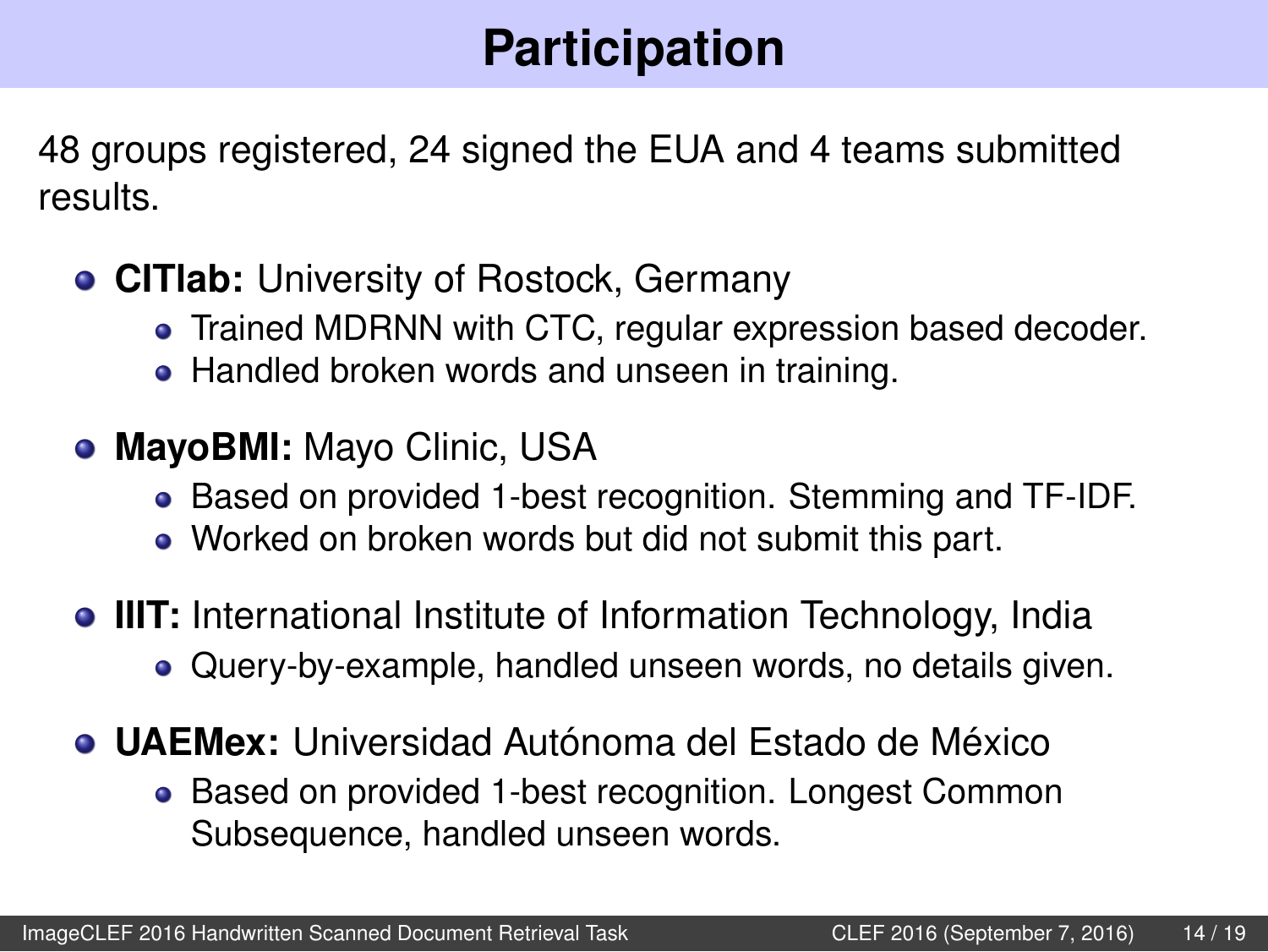# Participation

48 groups registered, 24 signed the EUA and 4 teams submitted results.

- **CITlab:** University of Rostock, Germany
  - Trained MDRNN with CTC, regular expression based decoder.
  - Handled broken words and unseen in training.
- **MayoBMI:** Mayo Clinic, USA
  - Based on provided 1-best recognition. Stemming and TF-IDF.
  - Worked on broken words but did not submit this part.
- **IIIT:** International Institute of Information Technology, India
  - Query-by-example, handled unseen words, no details given.
- **UAEMex:** Universidad Autónoma del Estado de México
  - Based on provided 1-best recognition. Longest Common Subsequence, handled unseen words.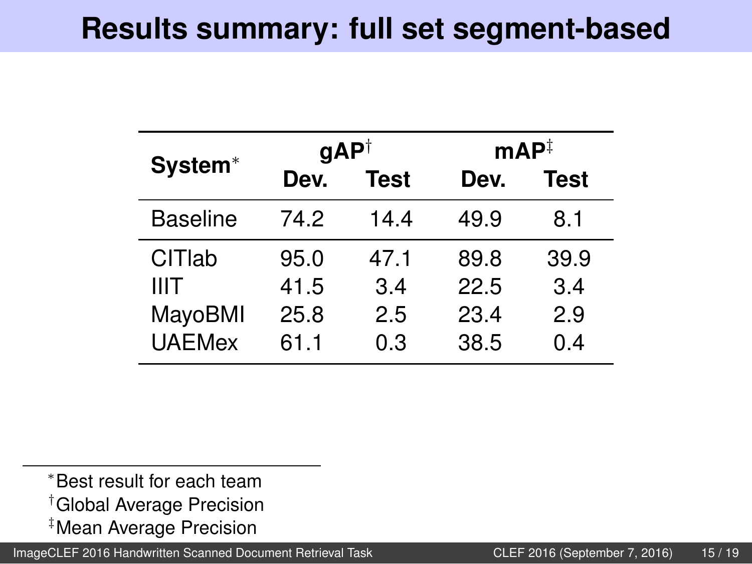# Results summary: full set segment-based

| System* | gAP† | | mAP‡ | |
|---|---|---|---|---|
| | Dev. | Test | Dev. | Test |
| Baseline | 74.2 | 14.4 | 49.9 | 8.1 |
| CITlab | 95.0 | 47.1 | 89.8 | 39.9 |
| IIIT | 41.5 | 3.4 | 22.5 | 3.4 |
| MayoBMI | 25.8 | 2.5 | 23.4 | 2.9 |
| UAEMex | 61.1 | 0.3 | 38.5 | 0.4 |

*Best result for each team

†Global Average Precision

‡Mean Average Precision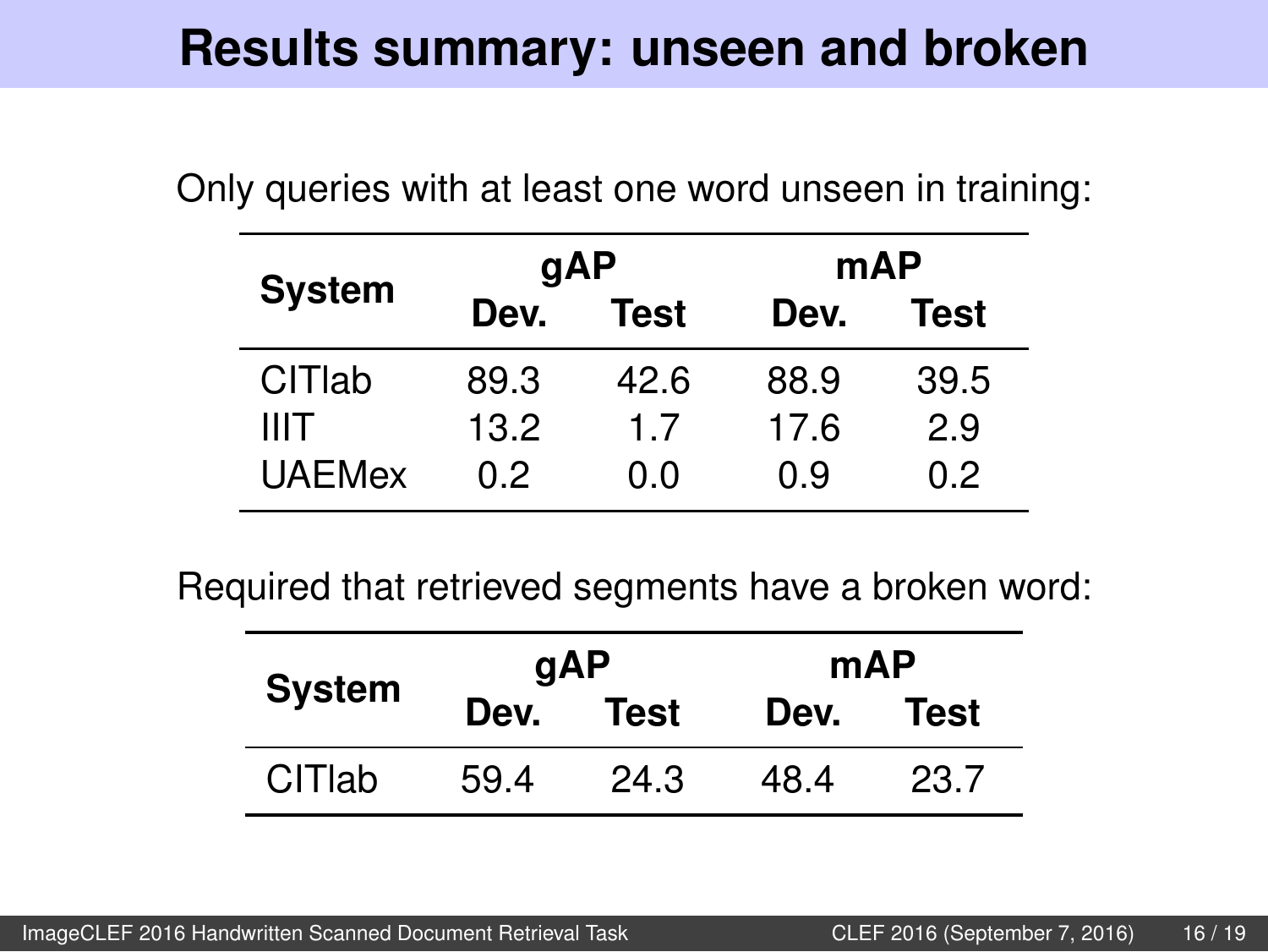# Results summary: unseen and broken

Only queries with at least one word unseen in training:

| System | gAP | | mAP | |
|---|---|---|---|---|
| | Dev. | Test | Dev. | Test |
| CITlab | 89.3 | 42.6 | 88.9 | 39.5 |
| IIIT | 13.2 | 1.7 | 17.6 | 2.9 |
| UAEMex | 0.2 | 0.0 | 0.9 | 0.2 |

Required that retrieved segments have a broken word:

| System | gAP | | mAP | |
|---|---|---|---|---|
| | Dev. | Test | Dev. | Test |
| CITlab | 59.4 | 24.3 | 48.4 | 23.7 |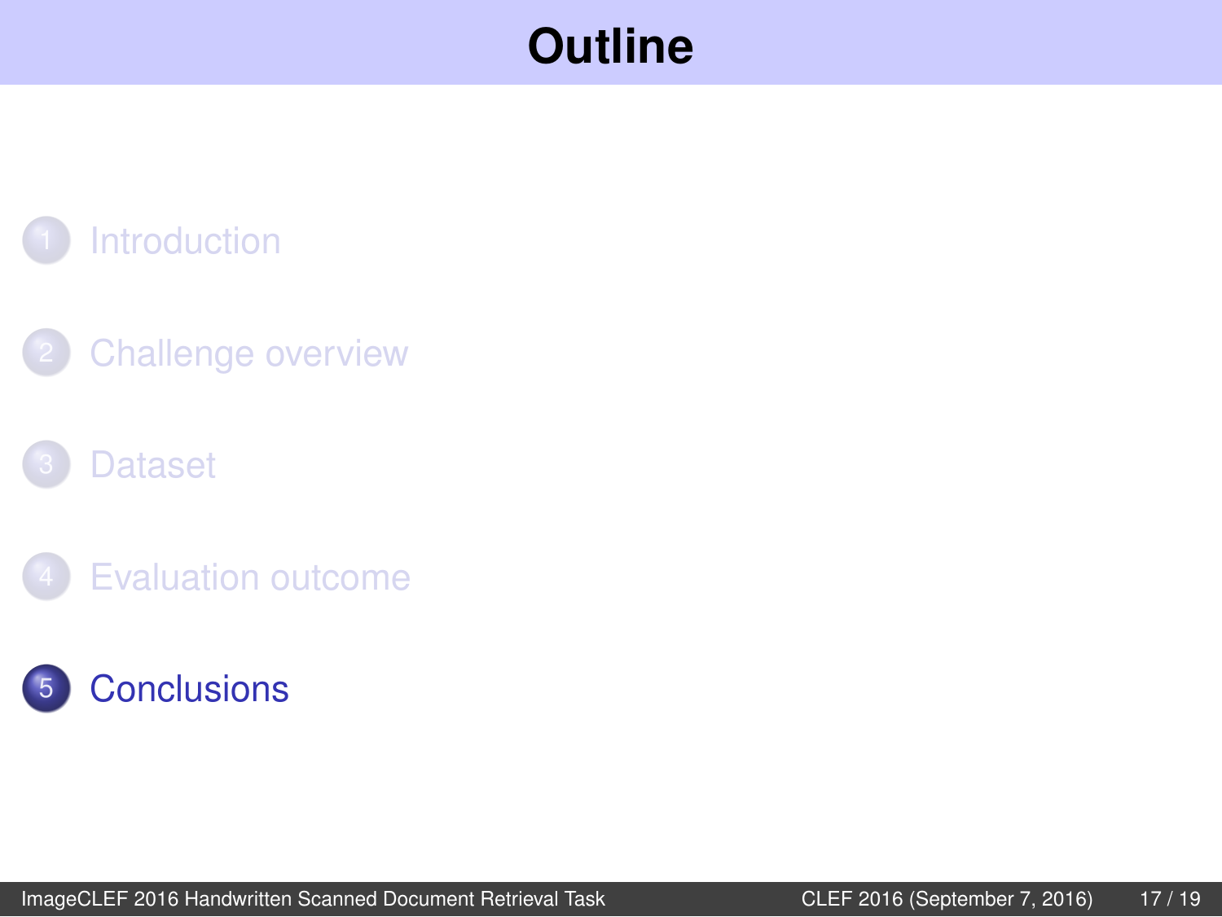# Outline

1. Introduction
2. Challenge overview
3. Dataset
4. Evaluation outcome
5. Conclusions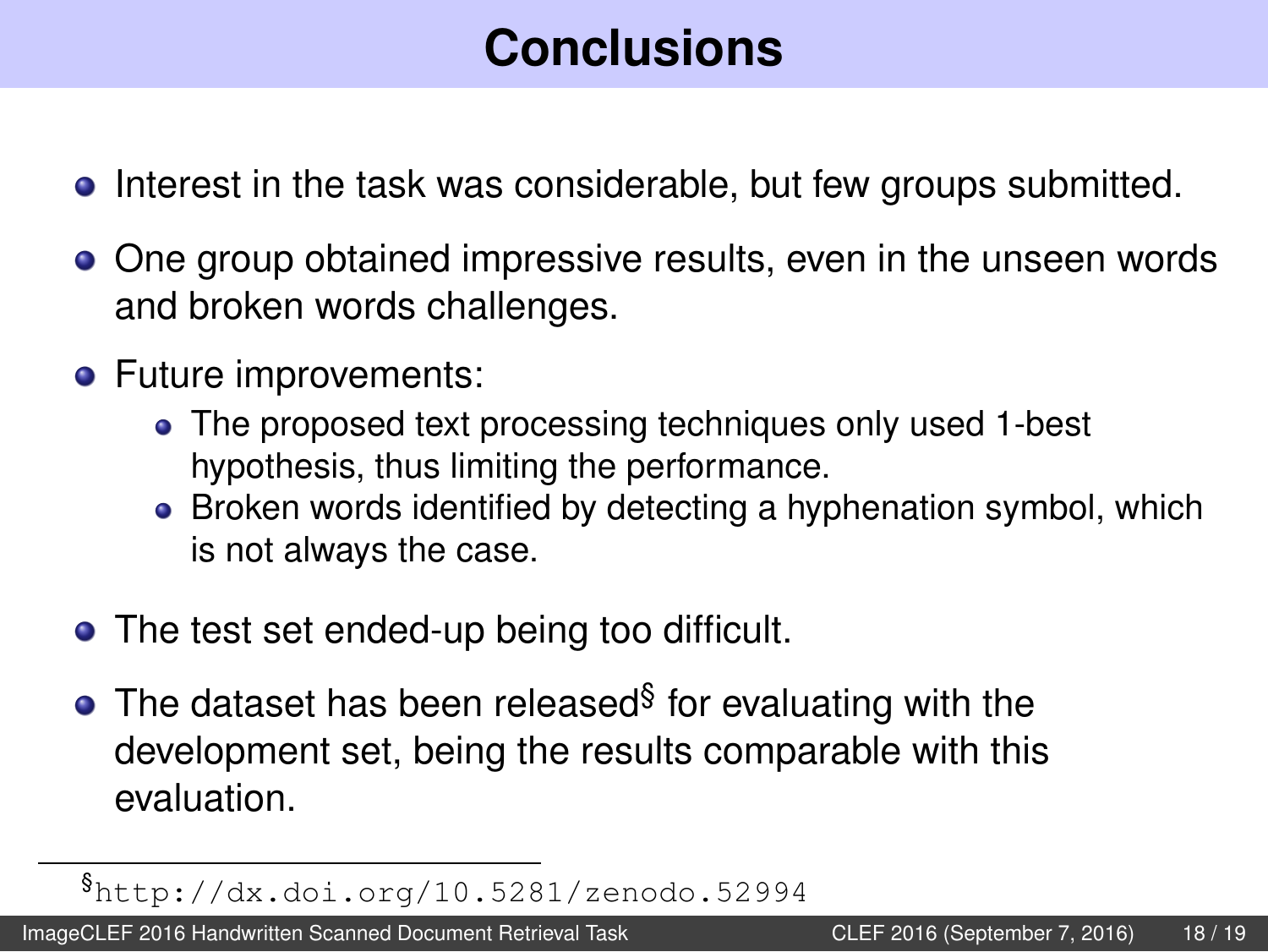# Conclusions

- Interest in the task was considerable, but few groups submitted.
- One group obtained impressive results, even in the unseen words and broken words challenges.
- Future improvements:
  - The proposed text processing techniques only used 1-best hypothesis, thus limiting the performance.
  - Broken words identified by detecting a hyphenation symbol, which is not always the case.
- The test set ended-up being too difficult.
- The dataset has been released[§] for evaluating with the development set, being the results comparable with this evaluation.

---

[§] http://dx.doi.org/10.5281/zenodo.52994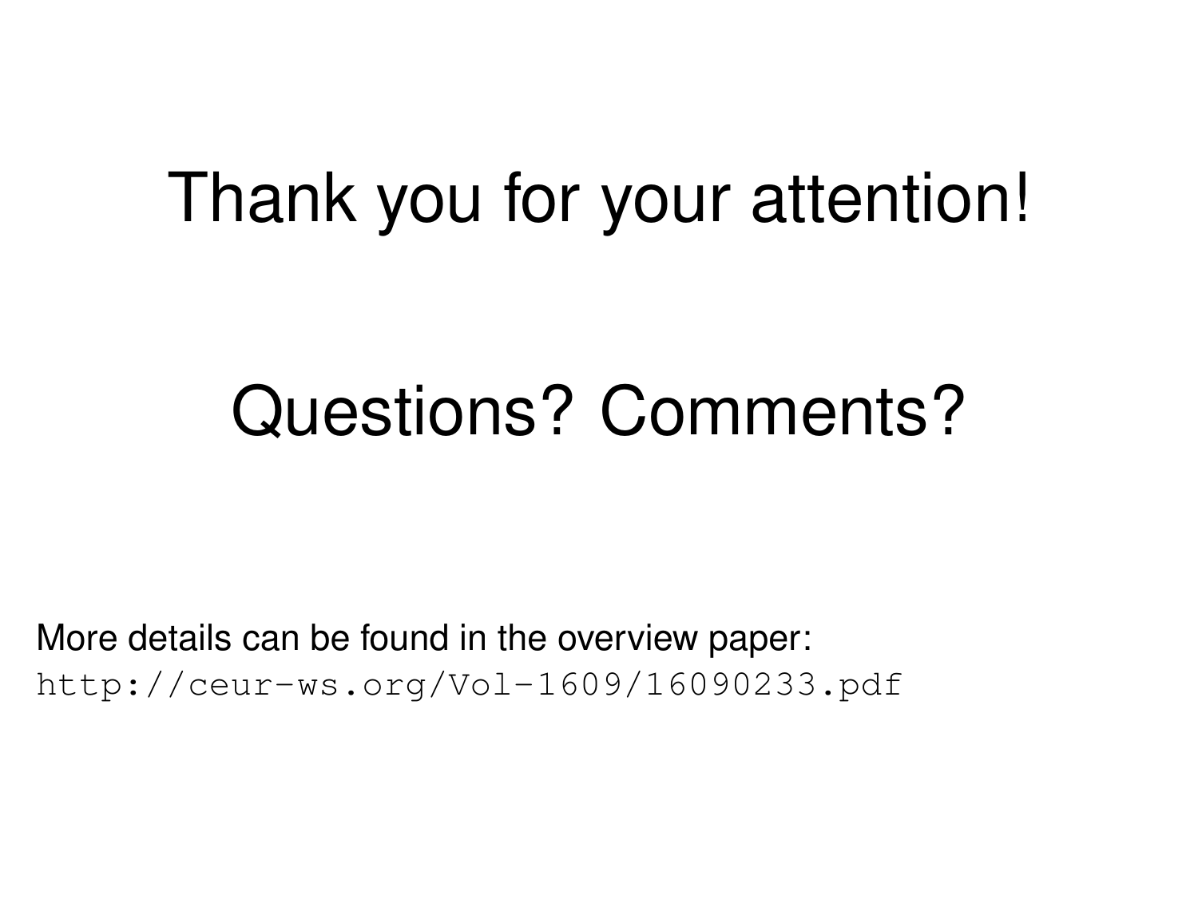# Thank you for your attention!

# Questions? Comments?

More details can be found in the overview paper:
`http://ceur-ws.org/Vol-1609/16090233.pdf`